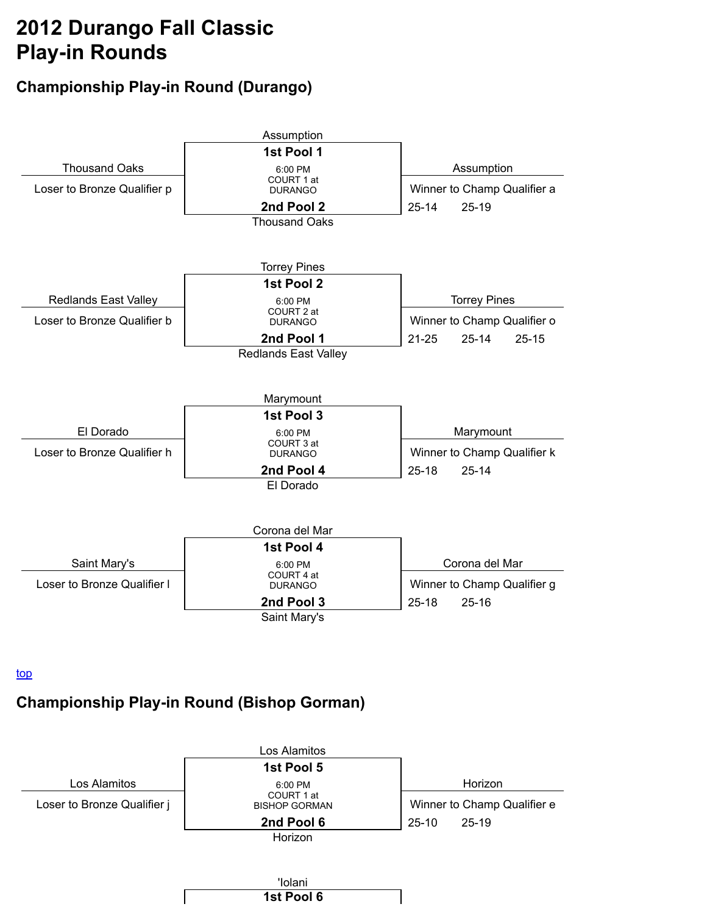# 2012 Durango Fall Classic
# Play-in Rounds

## Championship Play-in Round (Durango)

Assumption

**1st Pool 1**

6:00 PM
COURT 1 at DURANGO

**2nd Pool 2**

Thousand Oaks

Thousand Oaks — Loser to Bronze Qualifier p

Assumption — Winner to Champ Qualifier a

25-14 25-19

Torrey Pines

**1st Pool 2**

6:00 PM
COURT 2 at DURANGO

**2nd Pool 1**

Redlands East Valley

Redlands East Valley — Loser to Bronze Qualifier b

Torrey Pines — Winner to Champ Qualifier o

21-25 25-14 25-15

Marymount

**1st Pool 3**

6:00 PM
COURT 3 at DURANGO

**2nd Pool 4**

El Dorado

El Dorado — Loser to Bronze Qualifier h

Marymount — Winner to Champ Qualifier k

25-18 25-14

Corona del Mar

**1st Pool 4**

6:00 PM
COURT 4 at DURANGO

**2nd Pool 3**

Saint Mary's

Saint Mary's — Loser to Bronze Qualifier l

Corona del Mar — Winner to Champ Qualifier g

25-18 25-16

top

## Championship Play-in Round (Bishop Gorman)

Los Alamitos

**1st Pool 5**

6:00 PM
COURT 1 at BISHOP GORMAN

**2nd Pool 6**

Horizon

Los Alamitos — Loser to Bronze Qualifier j

Horizon — Winner to Champ Qualifier e

25-10 25-19

'Iolani

**1st Pool 6**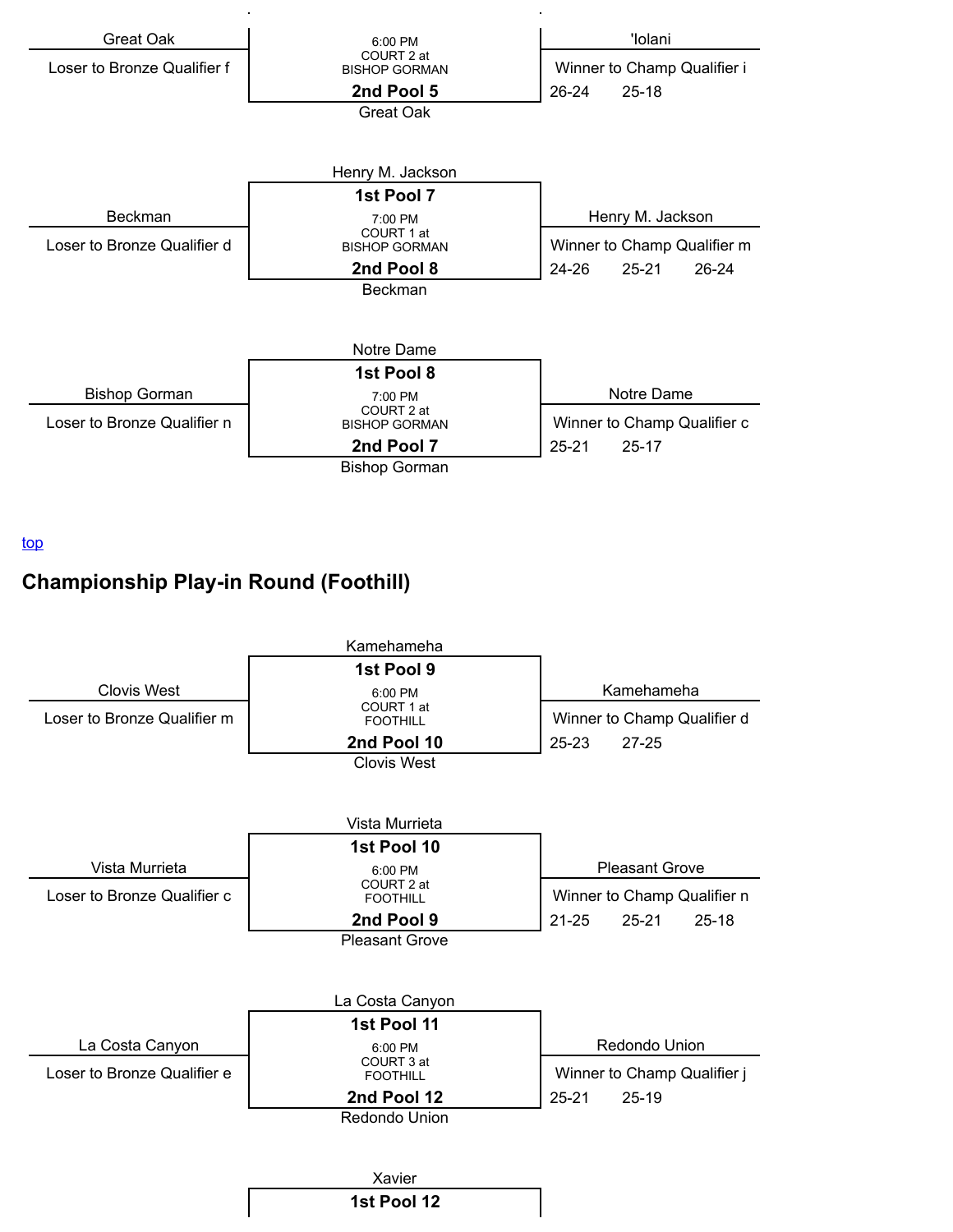| Loser | Match | Winner | Scores |
|---|---|---|---|
| Great Oak – Loser to Bronze Qualifier f | 6:00 PM, COURT 2 at BISHOP GORMAN — 2nd Pool 5: Great Oak | 'Iolani – Winner to Champ Qualifier i | 26-24, 25-18 |
| Beckman – Loser to Bronze Qualifier d | 1st Pool 7: Henry M. Jackson — 7:00 PM, COURT 1 at BISHOP GORMAN — 2nd Pool 8: Beckman | Henry M. Jackson – Winner to Champ Qualifier m | 24-26, 25-21, 26-24 |
| Bishop Gorman – Loser to Bronze Qualifier n | 1st Pool 8: Notre Dame — 7:00 PM, COURT 2 at BISHOP GORMAN — 2nd Pool 7: Bishop Gorman | Notre Dame – Winner to Champ Qualifier c | 25-21, 25-17 |

top

## Championship Play-in Round (Foothill)

| Loser | Match | Winner | Scores |
|---|---|---|---|
| Clovis West – Loser to Bronze Qualifier m | 1st Pool 9: Kamehameha — 6:00 PM, COURT 1 at FOOTHILL — 2nd Pool 10: Clovis West | Kamehameha – Winner to Champ Qualifier d | 25-23, 27-25 |
| Vista Murrieta – Loser to Bronze Qualifier c | 1st Pool 10: Vista Murrieta — 6:00 PM, COURT 2 at FOOTHILL — 2nd Pool 9: Pleasant Grove | Pleasant Grove – Winner to Champ Qualifier n | 21-25, 25-21, 25-18 |
| La Costa Canyon – Loser to Bronze Qualifier e | 1st Pool 11: La Costa Canyon — 6:00 PM, COURT 3 at FOOTHILL — 2nd Pool 12: Redondo Union | Redondo Union – Winner to Champ Qualifier j | 25-21, 25-19 |

Xavier

**1st Pool 12**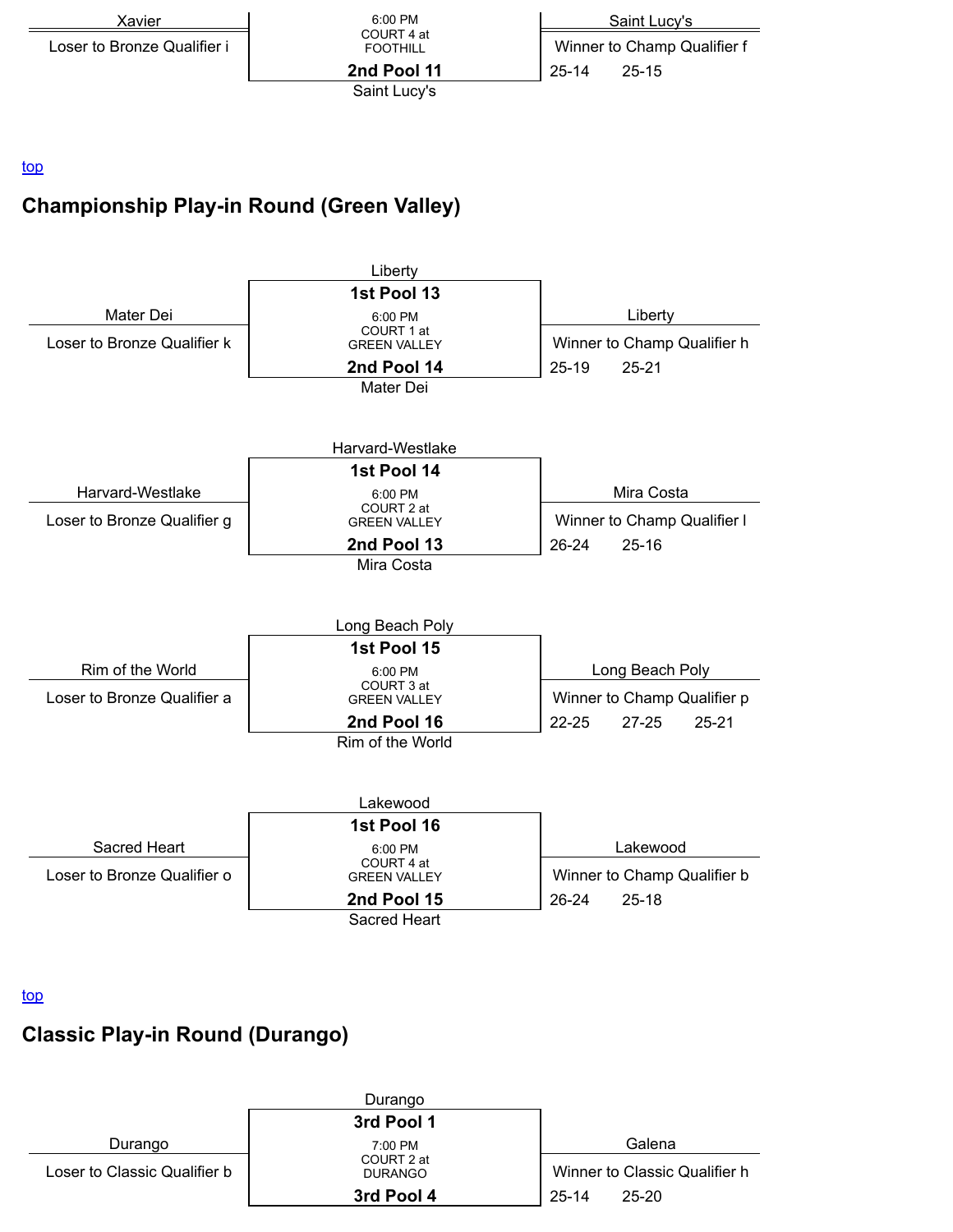Xavier

6:00 PM
COURT 4 at
FOOTHILL

**2nd Pool 11**

Saint Lucy's

Saint Lucy's

Loser to Bronze Qualifier i

Winner to Champ Qualifier f

25-14 25-15

[top]

## Championship Play-in Round (Green Valley)

Liberty

**1st Pool 13**

6:00 PM
COURT 1 at
GREEN VALLEY

**2nd Pool 14**

Mater Dei

Mater Dei

Loser to Bronze Qualifier k

Liberty

Winner to Champ Qualifier h

25-19 25-21

Harvard-Westlake

**1st Pool 14**

6:00 PM
COURT 2 at
GREEN VALLEY

**2nd Pool 13**

Mira Costa

Harvard-Westlake

Loser to Bronze Qualifier g

Mira Costa

Winner to Champ Qualifier l

26-24 25-16

Long Beach Poly

**1st Pool 15**

6:00 PM
COURT 3 at
GREEN VALLEY

**2nd Pool 16**

Rim of the World

Rim of the World

Loser to Bronze Qualifier a

Long Beach Poly

Winner to Champ Qualifier p

22-25 27-25 25-21

Lakewood

**1st Pool 16**

6:00 PM
COURT 4 at
GREEN VALLEY

**2nd Pool 15**

Sacred Heart

Sacred Heart

Loser to Bronze Qualifier o

Lakewood

Winner to Champ Qualifier b

26-24 25-18

[top]

## Classic Play-in Round (Durango)

Durango

**3rd Pool 1**

7:00 PM
COURT 2 at
DURANGO

**3rd Pool 4**

Durango

Loser to Classic Qualifier b

Galena

Winner to Classic Qualifier h

25-14 25-20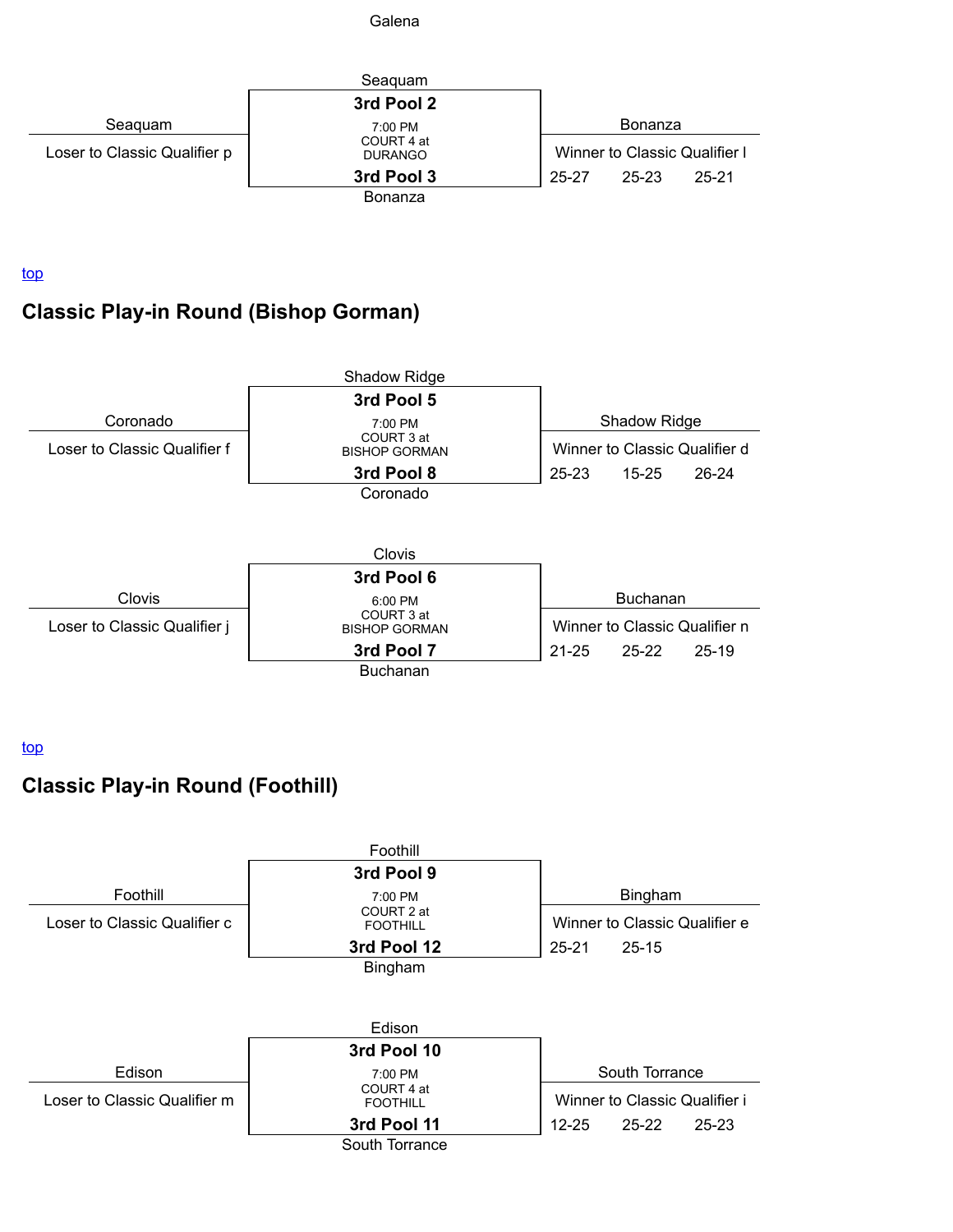Galena

Seaquam

Seaquam

**3rd Pool 2**

7:00 PM
COURT 4 at
DURANGO

**3rd Pool 3**

Bonanza

Loser to Classic Qualifier p

Bonanza

Winner to Classic Qualifier l

25-27 25-23 25-21

[top](#)

## Classic Play-in Round (Bishop Gorman)

Shadow Ridge

Coronado

**3rd Pool 5**

7:00 PM
COURT 3 at
BISHOP GORMAN

**3rd Pool 8**

Coronado

Loser to Classic Qualifier f

Shadow Ridge

Winner to Classic Qualifier d

25-23 15-25 26-24

Clovis

Clovis

**3rd Pool 6**

6:00 PM
COURT 3 at
BISHOP GORMAN

**3rd Pool 7**

Buchanan

Loser to Classic Qualifier j

Buchanan

Winner to Classic Qualifier n

21-25 25-22 25-19

[top](#)

## Classic Play-in Round (Foothill)

Foothill

Foothill

**3rd Pool 9**

7:00 PM
COURT 2 at
FOOTHILL

**3rd Pool 12**

Bingham

Loser to Classic Qualifier c

Bingham

Winner to Classic Qualifier e

25-21 25-15

Edison

Edison

**3rd Pool 10**

7:00 PM
COURT 4 at
FOOTHILL

**3rd Pool 11**

South Torrance

Loser to Classic Qualifier m

South Torrance

Winner to Classic Qualifier i

12-25 25-22 25-23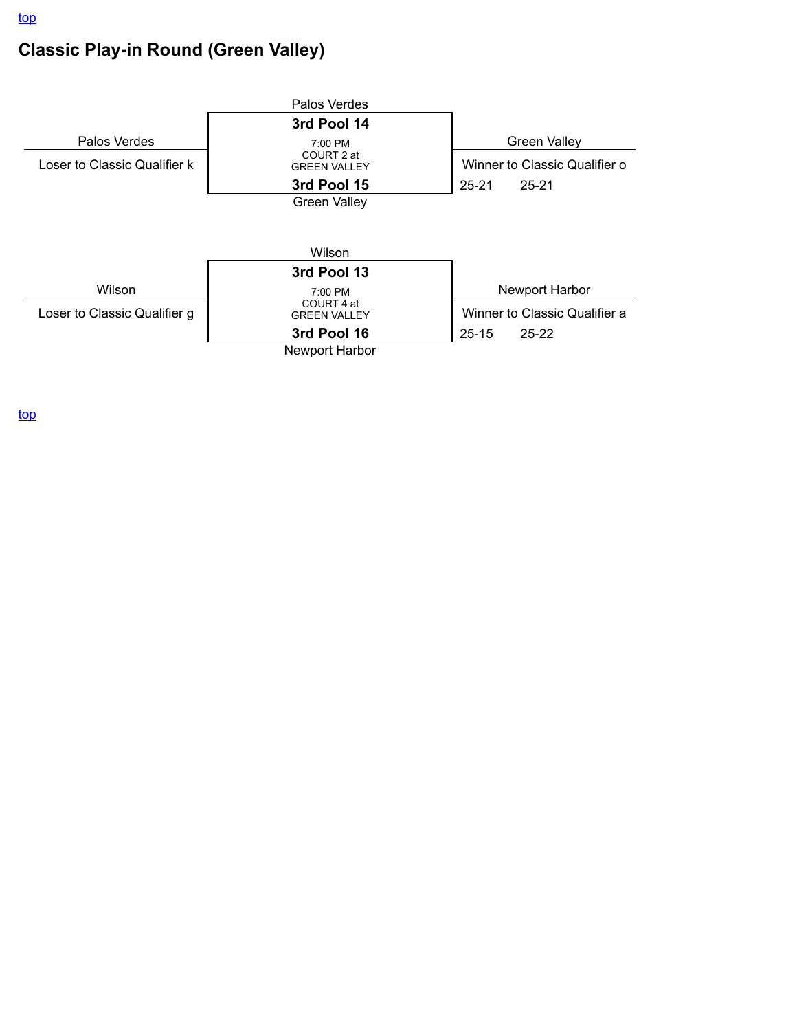top

## Classic Play-in Round (Green Valley)

Palos Verdes

**3rd Pool 14**

Palos Verdes

Loser to Classic Qualifier k

7:00 PM
COURT 2 at
GREEN VALLEY

Green Valley

Winner to Classic Qualifier o

**3rd Pool 15**

25-21 25-21

Green Valley

Wilson

**3rd Pool 13**

Wilson

Loser to Classic Qualifier g

7:00 PM
COURT 4 at
GREEN VALLEY

Newport Harbor

Winner to Classic Qualifier a

**3rd Pool 16**

25-15 25-22

Newport Harbor

top